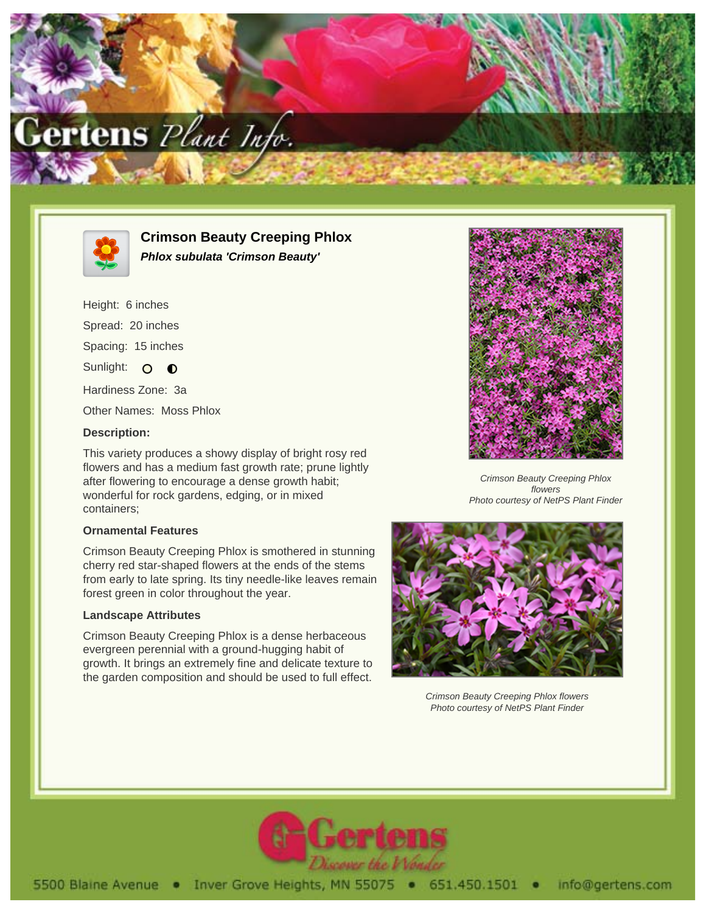# Crimson Beauty Creeping Phlox

***Phlox subulata 'Crimson Beauty'***

Height: 6 inches

Spread: 20 inches

Spacing: 15 inches

Sunlight: ○ ◐

Hardiness Zone: 3a

Other Names: Moss Phlox

### Description:

This variety produces a showy display of bright rosy red flowers and has a medium fast growth rate; prune lightly after flowering to encourage a dense growth habit; wonderful for rock gardens, edging, or in mixed containers;

### Ornamental Features

Crimson Beauty Creeping Phlox is smothered in stunning cherry red star-shaped flowers at the ends of the stems from early to late spring. Its tiny needle-like leaves remain forest green in color throughout the year.

### Landscape Attributes

Crimson Beauty Creeping Phlox is a dense herbaceous evergreen perennial with a ground-hugging habit of growth. It brings an extremely fine and delicate texture to the garden composition and should be used to full effect.

*Crimson Beauty Creeping Phlox flowers*
*Photo courtesy of NetPS Plant Finder*

*Crimson Beauty Creeping Phlox flowers*
*Photo courtesy of NetPS Plant Finder*

5500 Blaine Avenue • Inver Grove Heights, MN 55075 • 651.450.1501 • info@gertens.com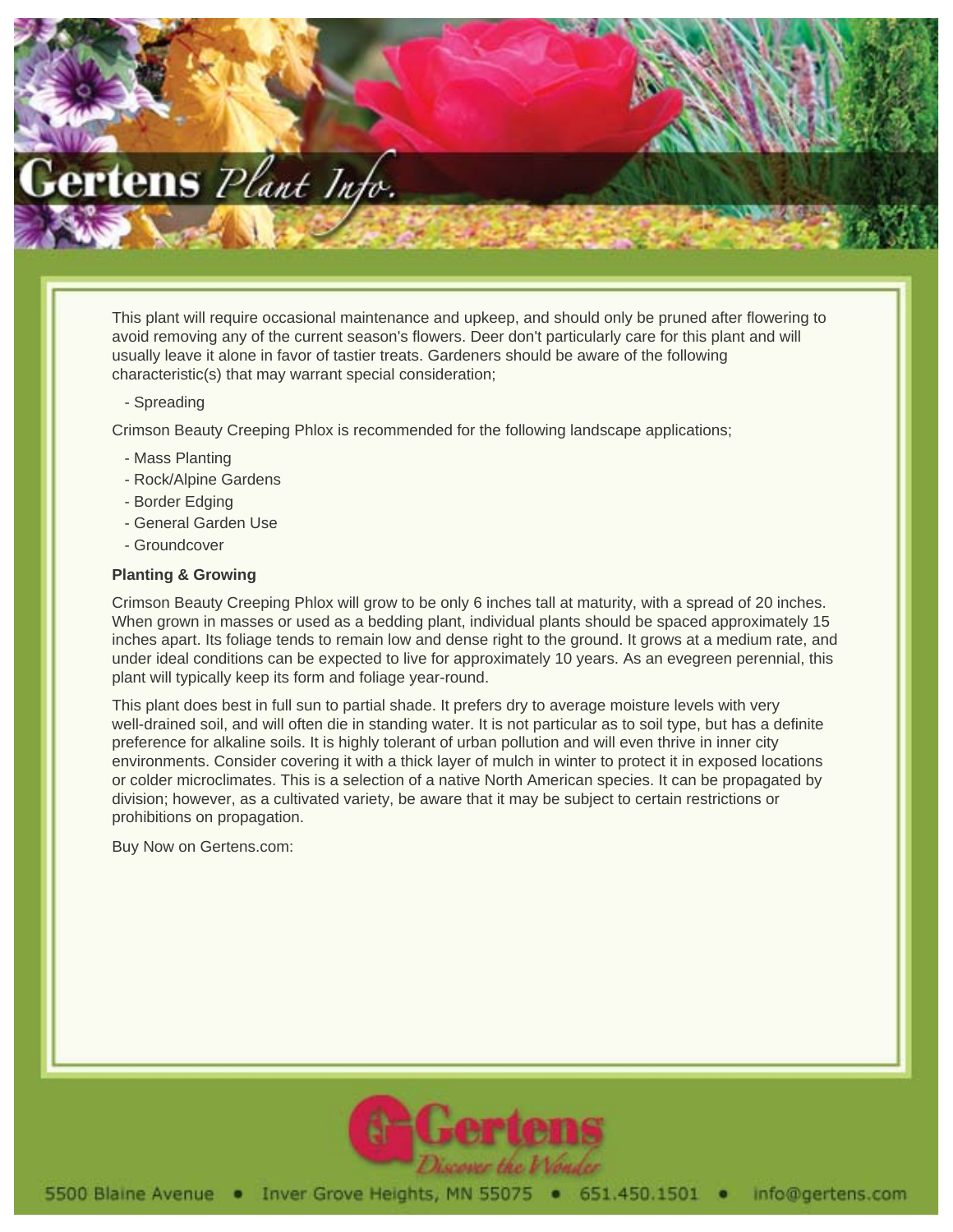This plant will require occasional maintenance and upkeep, and should only be pruned after flowering to avoid removing any of the current season's flowers. Deer don't particularly care for this plant and will usually leave it alone in favor of tastier treats. Gardeners should be aware of the following characteristic(s) that may warrant special consideration;

- Spreading

Crimson Beauty Creeping Phlox is recommended for the following landscape applications;

- Mass Planting
- Rock/Alpine Gardens
- Border Edging
- General Garden Use
- Groundcover

**Planting & Growing**

Crimson Beauty Creeping Phlox will grow to be only 6 inches tall at maturity, with a spread of 20 inches. When grown in masses or used as a bedding plant, individual plants should be spaced approximately 15 inches apart. Its foliage tends to remain low and dense right to the ground. It grows at a medium rate, and under ideal conditions can be expected to live for approximately 10 years. As an evegreen perennial, this plant will typically keep its form and foliage year-round.

This plant does best in full sun to partial shade. It prefers dry to average moisture levels with very well-drained soil, and will often die in standing water. It is not particular as to soil type, but has a definite preference for alkaline soils. It is highly tolerant of urban pollution and will even thrive in inner city environments. Consider covering it with a thick layer of mulch in winter to protect it in exposed locations or colder microclimates. This is a selection of a native North American species. It can be propagated by division; however, as a cultivated variety, be aware that it may be subject to certain restrictions or prohibitions on propagation.

Buy Now on Gertens.com: